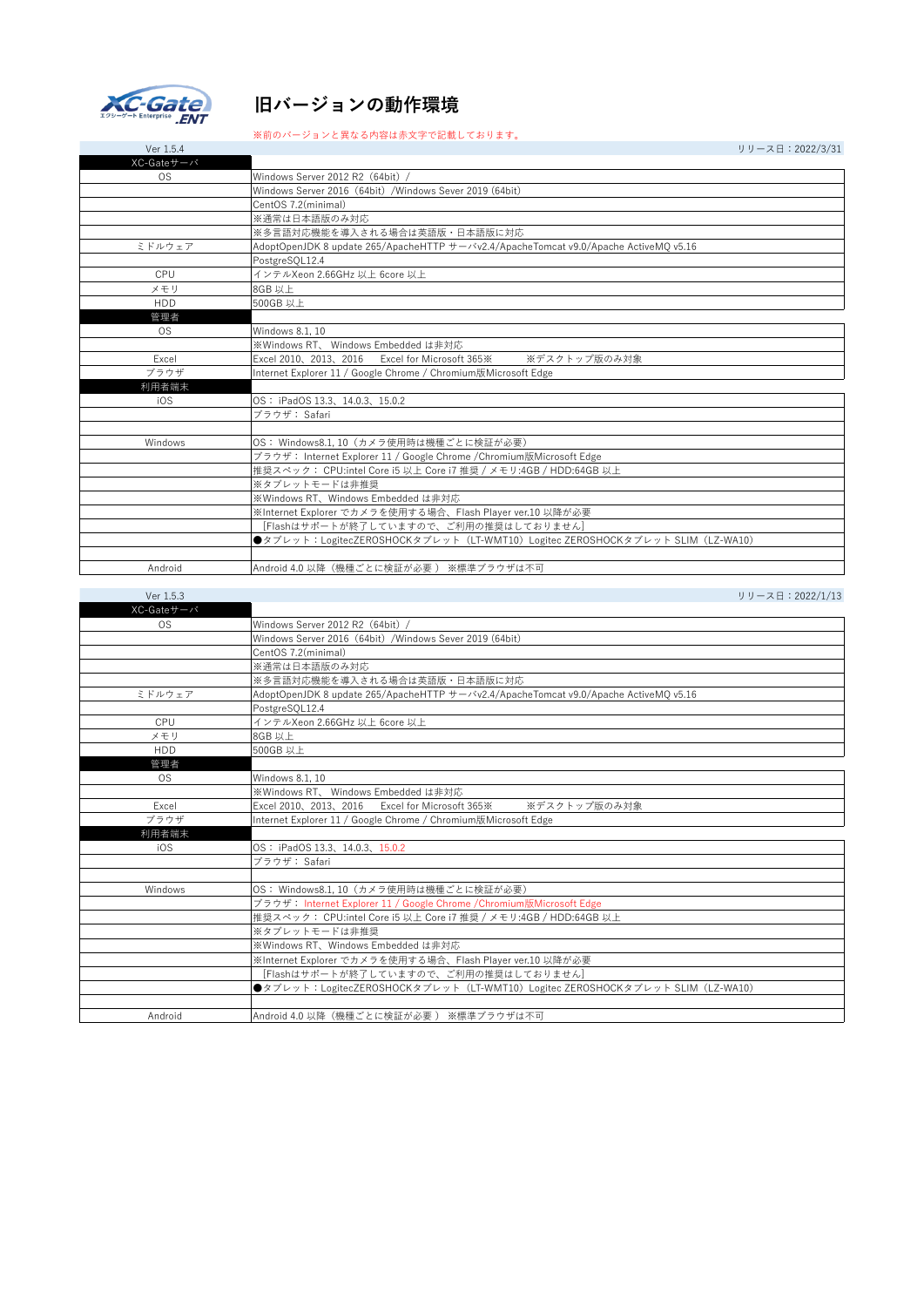# 旧バージョンの動作環境

※前のバージョンと異なる内容は赤文字で記載しております。

| Ver 1.5.4 | リリース日：2022/3/31 |
|---|---|
| XC-Gateサーバ | |
| OS | Windows Server 2012 R2（64bit）/ |
| | Windows Server 2016（64bit）/Windows Sever 2019 (64bit) |
| | CentOS 7.2(minimal) |
| | ※通常は日本語版のみ対応 |
| | ※多言語対応機能を導入される場合は英語版・日本語版に対応 |
| ミドルウェア | AdoptOpenJDK 8 update 265/ApacheHTTP サーバv2.4/ApacheTomcat v9.0/Apache ActiveMQ v5.16 |
| | PostgreSQL12.4 |
| CPU | インテルXeon 2.66GHz 以上 6core 以上 |
| メモリ | 8GB 以上 |
| HDD | 500GB 以上 |
| 管理者 | |
| OS | Windows 8.1, 10 |
| | ※Windows RT、 Windows Embedded は非対応 |
| Excel | Excel 2010、2013、2016　 Excel for Microsoft 365※　　　※デスクトップ版のみ対象 |
| ブラウザ | Internet Explorer 11 / Google Chrome / Chromium版Microsoft Edge |
| 利用者端末 | |
| iOS | OS： iPadOS 13.3、14.0.3、15.0.2 |
| | ブラウザ： Safari |
| | |
| Windows | OS： Windows8.1, 10（カメラ使用時は機種ごとに検証が必要） |
| | ブラウザ： Internet Explorer 11 / Google Chrome /Chromium版Microsoft Edge |
| | 推奨スペック： CPU:intel Core i5 以上 Core i7 推奨 / メモリ:4GB / HDD:64GB 以上 |
| | ※タブレットモードは非推奨 |
| | ※Windows RT、Windows Embedded は非対応 |
| | ※Internet Explorer でカメラを使用する場合、Flash Player ver.10 以降が必要 |
| | [Flashはサポートが終了していますので、ご利用の推奨はしておりません] |
| | ●タブレット：LogitecZEROSHOCKタブレット（LT-WMT10）Logitec ZEROSHOCKタブレット SLIM（LZ-WA10） |
| | |
| Android | Android 4.0 以降（機種ごとに検証が必要 ） ※標準ブラウザは不可 |

| Ver 1.5.3 | リリース日：2022/1/13 |
|---|---|
| XC-Gateサーバ | |
| OS | Windows Server 2012 R2（64bit）/ |
| | Windows Server 2016（64bit）/Windows Sever 2019 (64bit) |
| | CentOS 7.2(minimal) |
| | ※通常は日本語版のみ対応 |
| | ※多言語対応機能を導入される場合は英語版・日本語版に対応 |
| ミドルウェア | AdoptOpenJDK 8 update 265/ApacheHTTP サーバv2.4/ApacheTomcat v9.0/Apache ActiveMQ v5.16 |
| | PostgreSQL12.4 |
| CPU | インテルXeon 2.66GHz 以上 6core 以上 |
| メモリ | 8GB 以上 |
| HDD | 500GB 以上 |
| 管理者 | |
| OS | Windows 8.1, 10 |
| | ※Windows RT、 Windows Embedded は非対応 |
| Excel | Excel 2010、2013、2016　 Excel for Microsoft 365※　　　※デスクトップ版のみ対象 |
| ブラウザ | Internet Explorer 11 / Google Chrome / Chromium版Microsoft Edge |
| 利用者端末 | |
| iOS | OS： iPadOS 13.3、14.0.3、15.0.2 |
| | ブラウザ： Safari |
| | |
| Windows | OS： Windows8.1, 10（カメラ使用時は機種ごとに検証が必要） |
| | ブラウザ： Internet Explorer 11 / Google Chrome /Chromium版Microsoft Edge |
| | 推奨スペック： CPU:intel Core i5 以上 Core i7 推奨 / メモリ:4GB / HDD:64GB 以上 |
| | ※タブレットモードは非推奨 |
| | ※Windows RT、Windows Embedded は非対応 |
| | ※Internet Explorer でカメラを使用する場合、Flash Player ver.10 以降が必要 |
| | [Flashはサポートが終了していますので、ご利用の推奨はしておりません] |
| | ●タブレット：LogitecZEROSHOCKタブレット（LT-WMT10）Logitec ZEROSHOCKタブレット SLIM（LZ-WA10） |
| | |
| Android | Android 4.0 以降（機種ごとに検証が必要 ） ※標準ブラウザは不可 |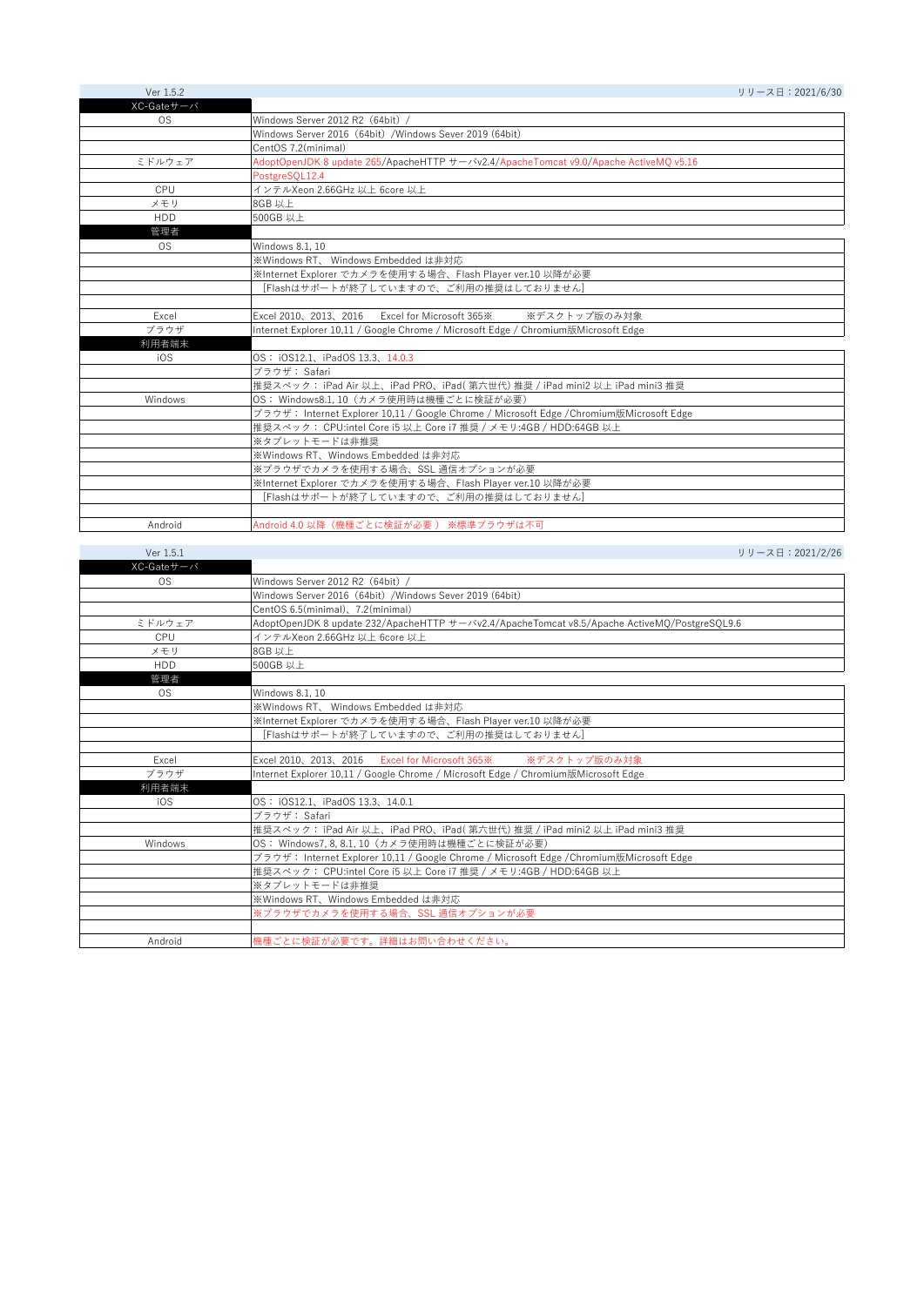| Ver 1.5.2 | リリース日：2021/6/30 |
| --- | --- |
| XC-Gateサーバ | |
| OS | Windows Server 2012 R2（64bit）/ |
| | Windows Server 2016（64bit）/Windows Sever 2019 (64bit) |
| | CentOS 7.2(minimal) |
| ミドルウェア | AdoptOpenJDK 8 update 265/ApacheHTTP サーバv2.4/ApacheTomcat v9.0/Apache ActiveMQ v5.16 |
| | PostgreSQL12.4 |
| CPU | インテルXeon 2.66GHz 以上 6core 以上 |
| メモリ | 8GB 以上 |
| HDD | 500GB 以上 |
| 管理者 | |
| OS | Windows 8.1, 10 |
| | ※Windows RT、 Windows Embedded は非対応 |
| | ※Internet Explorer でカメラを使用する場合、Flash Player ver.10 以降が必要 |
| | [Flashはサポートが終了していますので、ご利用の推奨はしておりません] |
| | |
| Excel | Excel 2010、2013、2016　 Excel for Microsoft 365※　　　 ※デスクトップ版のみ対象 |
| ブラウザ | Internet Explorer 10,11 / Google Chrome / Microsoft Edge / Chromium版Microsoft Edge |
| 利用者端末 | |
| iOS | OS： iOS12.1、iPadOS 13.3、14.0.3 |
| | ブラウザ： Safari |
| | 推奨スペック： iPad Air 以上、iPad PRO、iPad( 第六世代) 推奨 / iPad mini2 以上 iPad mini3 推奨 |
| Windows | OS： Windows8.1, 10（カメラ使用時は機種ごとに検証が必要） |
| | ブラウザ： Internet Explorer 10,11 / Google Chrome / Microsoft Edge /Chromium版Microsoft Edge |
| | 推奨スペック： CPU:intel Core i5 以上 Core i7 推奨 / メモリ:4GB / HDD:64GB 以上 |
| | ※タブレットモードは非推奨 |
| | ※Windows RT、Windows Embedded は非対応 |
| | ※ブラウザでカメラを使用する場合、SSL 通信オプションが必要 |
| | ※Internet Explorer でカメラを使用する場合、Flash Player ver.10 以降が必要 |
| | [Flashはサポートが終了していますので、ご利用の推奨はしておりません] |
| | |
| Android | Android 4.0 以降（機種ごとに検証が必要 ） ※標準ブラウザは不可 |

| Ver 1.5.1 | リリース日：2021/2/26 |
| --- | --- |
| XC-Gateサーバ | |
| OS | Windows Server 2012 R2（64bit）/ |
| | Windows Server 2016（64bit）/Windows Sever 2019 (64bit) |
| | CentOS 6.5(minimal)、7.2(minimal) |
| ミドルウェア | AdoptOpenJDK 8 update 232/ApacheHTTP サーバv2.4/ApacheTomcat v8.5/Apache ActiveMQ/PostgreSQL9.6 |
| CPU | インテルXeon 2.66GHz 以上 6core 以上 |
| メモリ | 8GB 以上 |
| HDD | 500GB 以上 |
| 管理者 | |
| OS | Windows 8.1, 10 |
| | ※Windows RT、 Windows Embedded は非対応 |
| | ※Internet Explorer でカメラを使用する場合、Flash Player ver.10 以降が必要 |
| | [Flashはサポートが終了していますので、ご利用の推奨はしておりません] |
| | |
| Excel | Excel 2010、2013、2016　 Excel for Microsoft 365※　　　 ※デスクトップ版のみ対象 |
| ブラウザ | Internet Explorer 10,11 / Google Chrome / Microsoft Edge / Chromium版Microsoft Edge |
| 利用者端末 | |
| iOS | OS： iOS12.1、iPadOS 13.3、14.0.1 |
| | ブラウザ： Safari |
| | 推奨スペック： iPad Air 以上、iPad PRO、iPad( 第六世代) 推奨 / iPad mini2 以上 iPad mini3 推奨 |
| Windows | OS： Windows7, 8, 8.1, 10（カメラ使用時は機種ごとに検証が必要） |
| | ブラウザ： Internet Explorer 10,11 / Google Chrome / Microsoft Edge /Chromium版Microsoft Edge |
| | 推奨スペック： CPU:intel Core i5 以上 Core i7 推奨 / メモリ:4GB / HDD:64GB 以上 |
| | ※タブレットモードは非推奨 |
| | ※Windows RT、Windows Embedded は非対応 |
| | ※ブラウザでカメラを使用する場合、SSL 通信オプションが必要 |
| | |
| Android | 機種ごとに検証が必要です。詳細はお問い合わせください。 |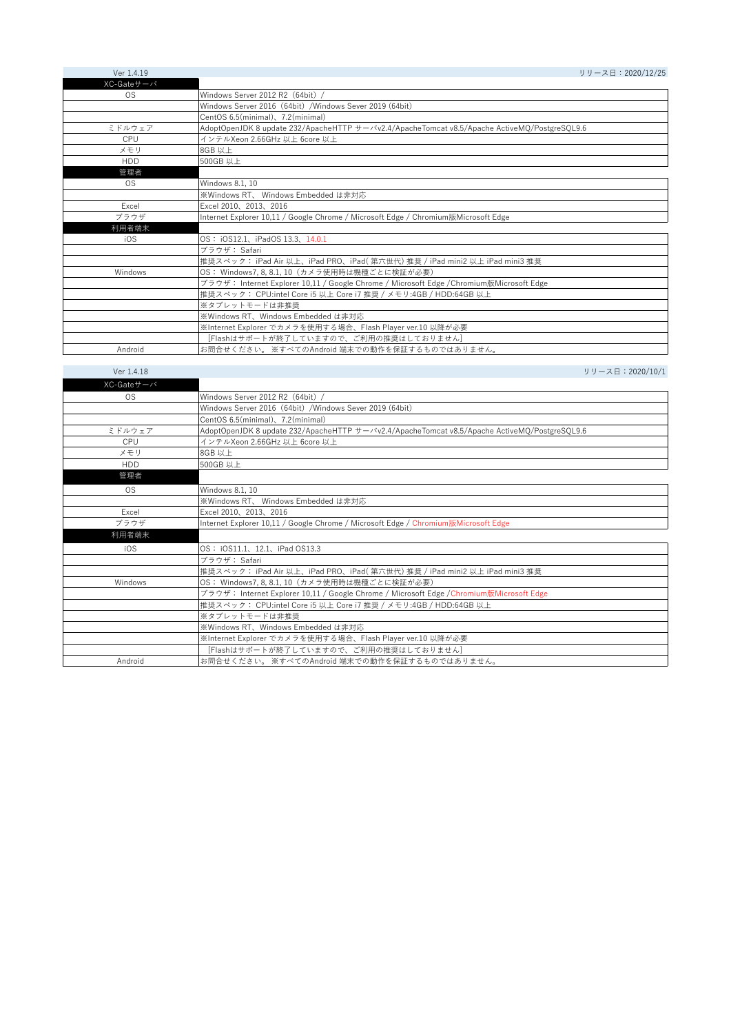| Ver 1.4.19 | リリース日：2020/12/25 |
|---|---|
| XC-Gateサーバ | |
| OS | Windows Server 2012 R2（64bit）/ |
| | Windows Server 2016（64bit）/Windows Sever 2019 (64bit) |
| | CentOS 6.5(minimal)、7.2(minimal) |
| ミドルウェア | AdoptOpenJDK 8 update 232/ApacheHTTP サーバv2.4/ApacheTomcat v8.5/Apache ActiveMQ/PostgreSQL9.6 |
| CPU | インテルXeon 2.66GHz 以上 6core 以上 |
| メモリ | 8GB 以上 |
| HDD | 500GB 以上 |
| 管理者 | |
| OS | Windows 8.1, 10 |
| | ※Windows RT、 Windows Embedded は非対応 |
| Excel | Excel 2010、2013、2016 |
| ブラウザ | Internet Explorer 10,11 / Google Chrome / Microsoft Edge / Chromium版Microsoft Edge |
| 利用者端末 | |
| iOS | OS： iOS12.1、iPadOS 13.3、14.0.1 |
| | ブラウザ： Safari |
| | 推奨スペック： iPad Air 以上、iPad PRO、iPad( 第六世代) 推奨 / iPad mini2 以上 iPad mini3 推奨 |
| Windows | OS： Windows7, 8, 8.1, 10（カメラ使用時は機種ごとに検証が必要） |
| | ブラウザ： Internet Explorer 10,11 / Google Chrome / Microsoft Edge /Chromium版Microsoft Edge |
| | 推奨スペック： CPU:intel Core i5 以上 Core i7 推奨 / メモリ:4GB / HDD:64GB 以上 |
| | ※タブレットモードは非推奨 |
| | ※Windows RT、Windows Embedded は非対応 |
| | ※Internet Explorer でカメラを使用する場合、Flash Player ver.10 以降が必要 |
| | [Flashはサポートが終了していますので、ご利用の推奨はしておりません] |
| Android | お問合せください。 ※すべてのAndroid 端末での動作を保証するものではありません。 |

| Ver 1.4.18 | リリース日：2020/10/1 |
|---|---|
| XC-Gateサーバ | |
| OS | Windows Server 2012 R2（64bit）/ |
| | Windows Server 2016（64bit）/Windows Sever 2019 (64bit) |
| | CentOS 6.5(minimal)、7.2(minimal) |
| ミドルウェア | AdoptOpenJDK 8 update 232/ApacheHTTP サーバv2.4/ApacheTomcat v8.5/Apache ActiveMQ/PostgreSQL9.6 |
| CPU | インテルXeon 2.66GHz 以上 6core 以上 |
| メモリ | 8GB 以上 |
| HDD | 500GB 以上 |
| 管理者 | |
| OS | Windows 8.1, 10 |
| | ※Windows RT、 Windows Embedded は非対応 |
| Excel | Excel 2010、2013、2016 |
| ブラウザ | Internet Explorer 10,11 / Google Chrome / Microsoft Edge / Chromium版Microsoft Edge |
| 利用者端末 | |
| iOS | OS： iOS11.1、12.1、iPad OS13.3 |
| | ブラウザ： Safari |
| | 推奨スペック： iPad Air 以上、iPad PRO、iPad( 第六世代) 推奨 / iPad mini2 以上 iPad mini3 推奨 |
| Windows | OS： Windows7, 8, 8.1, 10（カメラ使用時は機種ごとに検証が必要） |
| | ブラウザ： Internet Explorer 10,11 / Google Chrome / Microsoft Edge /Chromium版Microsoft Edge |
| | 推奨スペック： CPU:intel Core i5 以上 Core i7 推奨 / メモリ:4GB / HDD:64GB 以上 |
| | ※タブレットモードは非推奨 |
| | ※Windows RT、Windows Embedded は非対応 |
| | ※Internet Explorer でカメラを使用する場合、Flash Player ver.10 以降が必要 |
| | [Flashはサポートが終了していますので、ご利用の推奨はしておりません] |
| Android | お問合せください。 ※すべてのAndroid 端末での動作を保証するものではありません。 |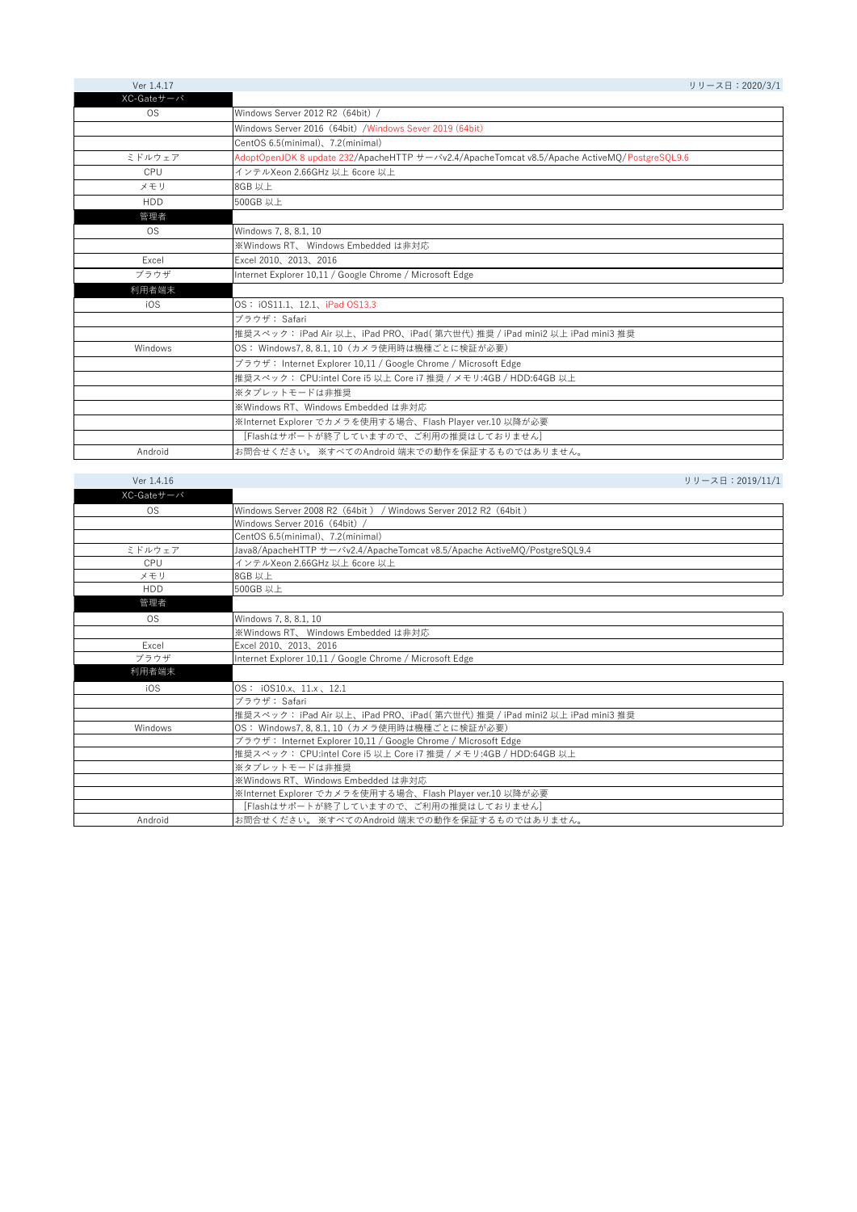| Ver 1.4.17 | リリース日：2020/3/1 |
|---|---|
| XC-Gateサーバ | |
| OS | Windows Server 2012 R2（64bit）/ |
| | Windows Server 2016（64bit）/Windows Sever 2019 (64bit) |
| | CentOS 6.5(minimal)、7.2(minimal) |
| ミドルウェア | AdoptOpenJDK 8 update 232/ApacheHTTP サーバv2.4/ApacheTomcat v8.5/Apache ActiveMQ/PostgreSQL9.6 |
| CPU | インテルXeon 2.66GHz 以上 6core 以上 |
| メモリ | 8GB 以上 |
| HDD | 500GB 以上 |
| 管理者 | |
| OS | Windows 7, 8, 8.1, 10 |
| | ※Windows RT、 Windows Embedded は非対応 |
| Excel | Excel 2010、2013、2016 |
| ブラウザ | Internet Explorer 10,11 / Google Chrome / Microsoft Edge |
| 利用者端末 | |
| iOS | OS： iOS11.1、12.1、iPad OS13.3 |
| | ブラウザ： Safari |
| | 推奨スペック： iPad Air 以上、iPad PRO、iPad( 第六世代) 推奨 / iPad mini2 以上 iPad mini3 推奨 |
| Windows | OS： Windows7, 8, 8.1, 10（カメラ使用時は機種ごとに検証が必要） |
| | ブラウザ： Internet Explorer 10,11 / Google Chrome / Microsoft Edge |
| | 推奨スペック： CPU:intel Core i5 以上 Core i7 推奨 / メモリ:4GB / HDD:64GB 以上 |
| | ※タブレットモードは非推奨 |
| | ※Windows RT、Windows Embedded は非対応 |
| | ※Internet Explorer でカメラを使用する場合、Flash Player ver.10 以降が必要 |
| | [Flashはサポートが終了していますので、ご利用の推奨はしておりません] |
| Android | お問合せください。 ※すべてのAndroid 端末での動作を保証するものではありません。 |

| Ver 1.4.16 | リリース日：2019/11/1 |
|---|---|
| XC-Gateサーバ | |
| OS | Windows Server 2008 R2（64bit ） / Windows Server 2012 R2（64bit ） |
| | Windows Server 2016（64bit） / |
| | CentOS 6.5(minimal)、7.2(minimal) |
| ミドルウェア | Java8/ApacheHTTP サーバv2.4/ApacheTomcat v8.5/Apache ActiveMQ/PostgreSQL9.4 |
| CPU | インテルXeon 2.66GHz 以上 6core 以上 |
| メモリ | 8GB 以上 |
| HDD | 500GB 以上 |
| 管理者 | |
| OS | Windows 7, 8, 8.1, 10 |
| | ※Windows RT、 Windows Embedded は非対応 |
| Excel | Excel 2010、2013、2016 |
| ブラウザ | Internet Explorer 10,11 / Google Chrome / Microsoft Edge |
| 利用者端末 | |
| iOS | OS： iOS10.x、11.x 、12.1 |
| | ブラウザ： Safari |
| | 推奨スペック： iPad Air 以上、iPad PRO、iPad( 第六世代) 推奨 / iPad mini2 以上 iPad mini3 推奨 |
| Windows | OS： Windows7, 8, 8.1, 10（カメラ使用時は機種ごとに検証が必要） |
| | ブラウザ： Internet Explorer 10,11 / Google Chrome / Microsoft Edge |
| | 推奨スペック： CPU:intel Core i5 以上 Core i7 推奨 / メモリ:4GB / HDD:64GB 以上 |
| | ※タブレットモードは非推奨 |
| | ※Windows RT、Windows Embedded は非対応 |
| | ※Internet Explorer でカメラを使用する場合、Flash Player ver.10 以降が必要 |
| | [Flashはサポートが終了していますので、ご利用の推奨はしておりません] |
| Android | お問合せください。 ※すべてのAndroid 端末での動作を保証するものではありません。 |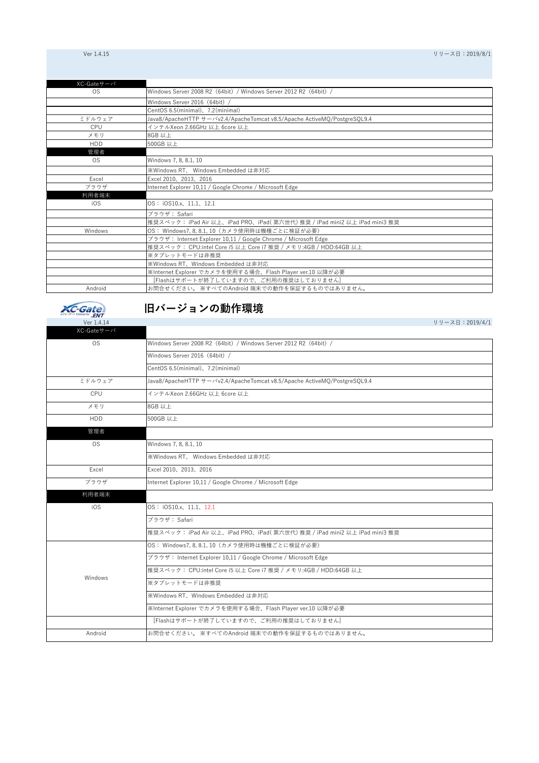Ver 1.4.15　　リリース日：2019/8/1

| | |
|---|---|
| XC-Gateサーバ | |
| OS | Windows Server 2008 R2（64bit）/ Windows Server 2012 R2（64bit）/ |
| | Windows Server 2016（64bit）/ |
| | CentOS 6.5(minimal)、7.2(minimal) |
| ミドルウェア | Java8/ApacheHTTP サーバv2.4/ApacheTomcat v8.5/Apache ActiveMQ/PostgreSQL9.4 |
| CPU | インテルXeon 2.66GHz 以上 6core 以上 |
| メモリ | 8GB 以上 |
| HDD | 500GB 以上 |
| 管理者 | |
| OS | Windows 7, 8, 8.1, 10 |
| | ※Windows RT、 Windows Embedded は非対応 |
| Excel | Excel 2010、2013、2016 |
| ブラウザ | Internet Explorer 10,11 / Google Chrome / Microsoft Edge |
| 利用者端末 | |
| iOS | OS： iOS10.x、11.1、12.1 |
| | ブラウザ： Safari |
| | 推奨スペック： iPad Air 以上、iPad PRO、iPad( 第六世代) 推奨 / iPad mini2 以上 iPad mini3 推奨 |
| Windows | OS： Windows7, 8, 8.1, 10（カメラ使用時は機種ごとに検証が必要） |
| | ブラウザ： Internet Explorer 10,11 / Google Chrome / Microsoft Edge |
| | 推奨スペック： CPU:intel Core i5 以上 Core i7 推奨 / メモリ:4GB / HDD:64GB 以上 |
| | ※タブレットモードは非推奨 |
| | ※Windows RT、Windows Embedded は非対応 |
| | ※Internet Explorer でカメラを使用する場合、Flash Player ver.10 以降が必要 |
| | ［Flashはサポートが終了していますので、ご利用の推奨はしておりません］ |
| Android | お問合せください。 ※すべてのAndroid 端末での動作を保証するものではありません。 |

XC-Gate.ENT

## 旧バージョンの動作環境

Ver 1.4.14　　リリース日：2019/4/1

| | |
|---|---|
| XC-Gateサーバ | |
| OS | Windows Server 2008 R2（64bit）/ Windows Server 2012 R2（64bit）/ |
| | Windows Server 2016（64bit）/ |
| | CentOS 6.5(minimal)、7.2(minimal) |
| ミドルウェア | Java8/ApacheHTTP サーバv2.4/ApacheTomcat v8.5/Apache ActiveMQ/PostgreSQL9.4 |
| CPU | インテルXeon 2.66GHz 以上 6core 以上 |
| メモリ | 8GB 以上 |
| HDD | 500GB 以上 |
| 管理者 | |
| OS | Windows 7, 8, 8.1, 10 |
| | ※Windows RT、 Windows Embedded は非対応 |
| Excel | Excel 2010、2013、2016 |
| ブラウザ | Internet Explorer 10,11 / Google Chrome / Microsoft Edge |
| 利用者端末 | |
| iOS | OS： iOS10.x、11.1、12.1 |
| | ブラウザ： Safari |
| | 推奨スペック： iPad Air 以上、iPad PRO、iPad( 第六世代) 推奨 / iPad mini2 以上 iPad mini3 推奨 |
| Windows | OS： Windows7, 8, 8.1, 10（カメラ使用時は機種ごとに検証が必要） |
| | ブラウザ： Internet Explorer 10,11 / Google Chrome / Microsoft Edge |
| | 推奨スペック： CPU:intel Core i5 以上 Core i7 推奨 / メモリ:4GB / HDD:64GB 以上 |
| | ※タブレットモードは非推奨 |
| | ※Windows RT、Windows Embedded は非対応 |
| | ※Internet Explorer でカメラを使用する場合、Flash Player ver.10 以降が必要 |
| | ［Flashはサポートが終了していますので、ご利用の推奨はしておりません］ |
| Android | お問合せください。 ※すべてのAndroid 端末での動作を保証するものではありません。 |